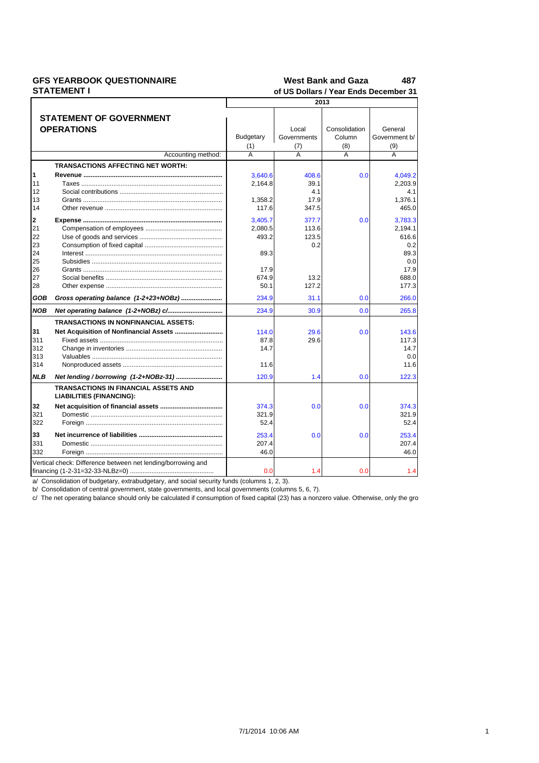# GFS YEARBOOK QUESTIONNAIRE
## STATEMENT I

**West Bank and Gaza 487**
**of US Dollars / Year Ends December 31**

| | STATEMENT OF GOVERNMENT OPERATIONS | 2013 | | | |
|---|---|---|---|---|---|
| | | Budgetary (1) | Local Governments (7) | Consolidation Column (8) | General Government b/ (9) |
| | Accounting method: | A | A | A | A |
| | **TRANSACTIONS AFFECTING NET WORTH:** | | | | |
| **1** | **Revenue** | 3,640.6 | 408.6 | 0.0 | 4,049.2 |
| 11 | Taxes | 2,164.8 | 39.1 | | 2,203.9 |
| 12 | Social contributions | | 4.1 | | 4.1 |
| 13 | Grants | 1,358.2 | 17.9 | | 1,376.1 |
| 14 | Other revenue | 117.6 | 347.5 | | 465.0 |
| **2** | **Expense** | 3,405.7 | 377.7 | 0.0 | 3,783.3 |
| 21 | Compensation of employees | 2,080.5 | 113.6 | | 2,194.1 |
| 22 | Use of goods and services | 493.2 | 123.5 | | 616.6 |
| 23 | Consumption of fixed capital | | 0.2 | | 0.2 |
| 24 | Interest | 89.3 | | | 89.3 |
| 25 | Subsidies | | | | 0.0 |
| 26 | Grants | 17.9 | | | 17.9 |
| 27 | Social benefits | 674.9 | 13.2 | | 688.0 |
| 28 | Other expense | 50.1 | 127.2 | | 177.3 |
| ***GOB*** | ***Gross operating balance (1-2+23+NOBz)*** | 234.9 | 31.1 | 0.0 | 266.0 |
| ***NOB*** | ***Net operating balance (1-2+NOBz) c/*** | 234.9 | 30.9 | 0.0 | 265.8 |
| | **TRANSACTIONS IN NONFINANCIAL ASSETS:** | | | | |
| **31** | **Net Acquisition of Nonfinancial Assets** | 114.0 | 29.6 | 0.0 | 143.6 |
| 311 | Fixed assets | 87.8 | 29.6 | | 117.3 |
| 312 | Change in inventories | 14.7 | | | 14.7 |
| 313 | Valuables | | | | 0.0 |
| 314 | Nonproduced assets | 11.6 | | | 11.6 |
| ***NLB*** | ***Net lending / borrowing (1-2+NOBz-31)*** | 120.9 | 1.4 | 0.0 | 122.3 |
| | **TRANSACTIONS IN FINANCIAL ASSETS AND LIABILITIES (FINANCING):** | | | | |
| **32** | **Net acquisition of financial assets** | 374.3 | 0.0 | 0.0 | 374.3 |
| 321 | Domestic | 321.9 | | | 321.9 |
| 322 | Foreign | 52.4 | | | 52.4 |
| **33** | **Net incurrence of liabilities** | 253.4 | 0.0 | 0.0 | 253.4 |
| 331 | Domestic | 207.4 | | | 207.4 |
| 332 | Foreign | 46.0 | | | 46.0 |
| | Vertical check: Difference between net lending/borrowing and financing (1-2-31=32-33-NLBz=0) | 0.0 | 1.4 | 0.0 | 1.4 |

a/ Consolidation of budgetary, extrabudgetary, and social security funds (columns 1, 2, 3).

b/ Consolidation of central government, state governments, and local governments (columns 5, 6, 7).

c/ The net operating balance should only be calculated if consumption of fixed capital (23) has a nonzero value. Otherwise, only the gro

7/1/2014 10:06 AM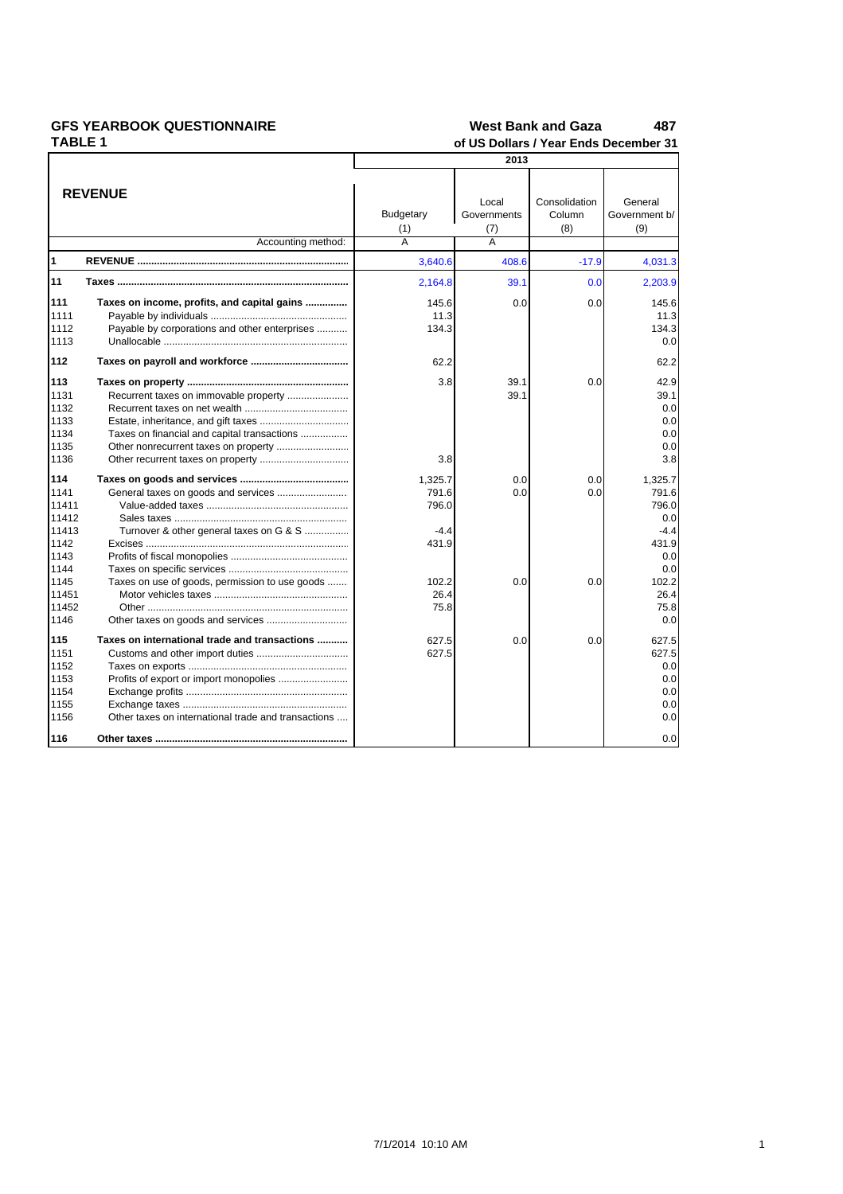**GFS YEARBOOK QUESTIONNAIRE**
**TABLE 1**

**West Bank and Gaza** **487**
**of US Dollars / Year Ends December 31**

| | **REVENUE** | 2013 | | | |
|---|---|---|---|---|---|
| | | Budgetary (1) | Local Governments (7) | Consolidation Column (8) | General Government b/ (9) |
| | Accounting method: | A | A | | |
| **1** | **REVENUE** | 3,640.6 | 408.6 | -17.9 | 4,031.3 |
| **11** | **Taxes** | 2,164.8 | 39.1 | 0.0 | 2,203.9 |
| **111** | **Taxes on income, profits, and capital gains** | 145.6 | 0.0 | 0.0 | 145.6 |
| 1111 | Payable by individuals | 11.3 | | | 11.3 |
| 1112 | Payable by corporations and other enterprises | 134.3 | | | 134.3 |
| 1113 | Unallocable | | | | 0.0 |
| **112** | **Taxes on payroll and workforce** | 62.2 | | | 62.2 |
| **113** | **Taxes on property** | 3.8 | 39.1 | 0.0 | 42.9 |
| 1131 | Recurrent taxes on immovable property | | 39.1 | | 39.1 |
| 1132 | Recurrent taxes on net wealth | | | | 0.0 |
| 1133 | Estate, inheritance, and gift taxes | | | | 0.0 |
| 1134 | Taxes on financial and capital transactions | | | | 0.0 |
| 1135 | Other nonrecurrent taxes on property | | | | 0.0 |
| 1136 | Other recurrent taxes on property | 3.8 | | | 3.8 |
| **114** | **Taxes on goods and services** | 1,325.7 | 0.0 | 0.0 | 1,325.7 |
| 1141 | General taxes on goods and services | 791.6 | 0.0 | 0.0 | 791.6 |
| 11411 | Value-added taxes | 796.0 | | | 796.0 |
| 11412 | Sales taxes | | | | 0.0 |
| 11413 | Turnover & other general taxes on G & S | -4.4 | | | -4.4 |
| 1142 | Excises | 431.9 | | | 431.9 |
| 1143 | Profits of fiscal monopolies | | | | 0.0 |
| 1144 | Taxes on specific services | | | | 0.0 |
| 1145 | Taxes on use of goods, permission to use goods | 102.2 | 0.0 | 0.0 | 102.2 |
| 11451 | Motor vehicles taxes | 26.4 | | | 26.4 |
| 11452 | Other | 75.8 | | | 75.8 |
| 1146 | Other taxes on goods and services | | | | 0.0 |
| **115** | **Taxes on international trade and transactions** | 627.5 | 0.0 | 0.0 | 627.5 |
| 1151 | Customs and other import duties | 627.5 | | | 627.5 |
| 1152 | Taxes on exports | | | | 0.0 |
| 1153 | Profits of export or import monopolies | | | | 0.0 |
| 1154 | Exchange profits | | | | 0.0 |
| 1155 | Exchange taxes | | | | 0.0 |
| 1156 | Other taxes on international trade and transactions | | | | 0.0 |
| **116** | **Other taxes** | | | | 0.0 |

7/1/2014 10:10 AM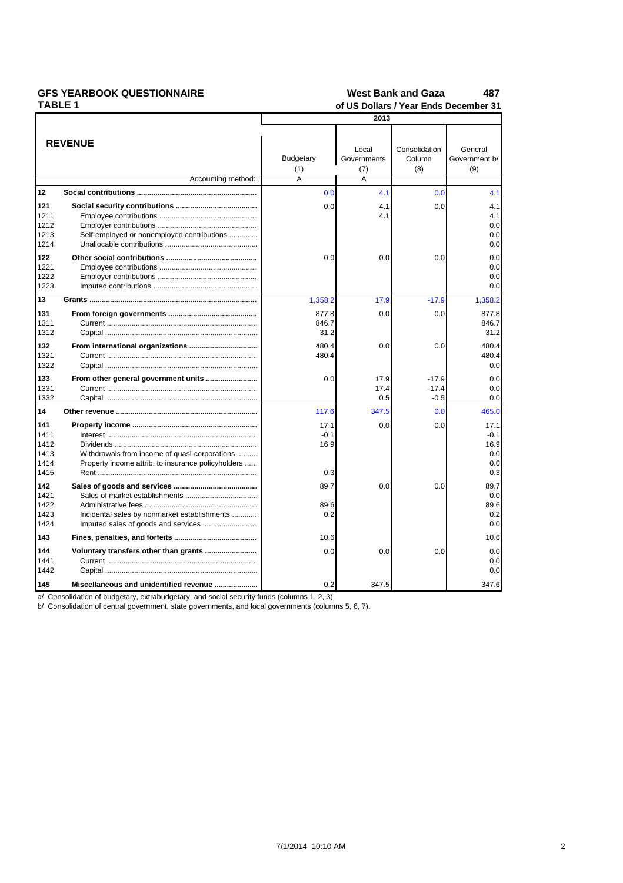**GFS YEARBOOK QUESTIONNAIRE** **West Bank and Gaza** **487**

**TABLE 1** **of US Dollars / Year Ends December 31**

| | REVENUE | 2013 | | | |
|---|---|---|---|---|---|
| | | Budgetary (1) | Local Governments (7) | Consolidation Column (8) | General Government b/ (9) |
| | Accounting method: | A | A | | |
| **12** | **Social contributions** | 0.0 | 4.1 | 0.0 | 4.1 |
| **121** | **Social security contributions** | 0.0 | 4.1 | 0.0 | 4.1 |
| 1211 | Employee contributions | | 4.1 | | 4.1 |
| 1212 | Employer contributions | | | | 0.0 |
| 1213 | Self-employed or nonemployed contributions | | | | 0.0 |
| 1214 | Unallocable contributions | | | | 0.0 |
| **122** | **Other social contributions** | 0.0 | 0.0 | 0.0 | 0.0 |
| 1221 | Employee contributions | | | | 0.0 |
| 1222 | Employer contributions | | | | 0.0 |
| 1223 | Imputed contributions | | | | 0.0 |
| **13** | **Grants** | 1,358.2 | 17.9 | -17.9 | 1,358.2 |
| **131** | **From foreign governments** | 877.8 | 0.0 | 0.0 | 877.8 |
| 1311 | Current | 846.7 | | | 846.7 |
| 1312 | Capital | 31.2 | | | 31.2 |
| **132** | **From international organizations** | 480.4 | 0.0 | 0.0 | 480.4 |
| 1321 | Current | 480.4 | | | 480.4 |
| 1322 | Capital | | | | 0.0 |
| **133** | **From other general government units** | 0.0 | 17.9 | -17.9 | 0.0 |
| 1331 | Current | | 17.4 | -17.4 | 0.0 |
| 1332 | Capital | | 0.5 | -0.5 | 0.0 |
| **14** | **Other revenue** | 117.6 | 347.5 | 0.0 | 465.0 |
| **141** | **Property income** | 17.1 | 0.0 | 0.0 | 17.1 |
| 1411 | Interest | -0.1 | | | -0.1 |
| 1412 | Dividends | 16.9 | | | 16.9 |
| 1413 | Withdrawals from income of quasi-corporations | | | | 0.0 |
| 1414 | Property income attrib. to insurance policyholders | | | | 0.0 |
| 1415 | Rent | 0.3 | | | 0.3 |
| **142** | **Sales of goods and services** | 89.7 | 0.0 | 0.0 | 89.7 |
| 1421 | Sales of market establishments | | | | 0.0 |
| 1422 | Administrative fees | 89.6 | | | 89.6 |
| 1423 | Incidental sales by nonmarket establishments | 0.2 | | | 0.2 |
| 1424 | Imputed sales of goods and services | | | | 0.0 |
| **143** | **Fines, penalties, and forfeits** | 10.6 | | | 10.6 |
| **144** | **Voluntary transfers other than grants** | 0.0 | 0.0 | 0.0 | 0.0 |
| 1441 | Current | | | | 0.0 |
| 1442 | Capital | | | | 0.0 |
| **145** | **Miscellaneous and unidentified revenue** | 0.2 | 347.5 | | 347.6 |

a/ Consolidation of budgetary, extrabudgetary, and social security funds (columns 1, 2, 3).

b/ Consolidation of central government, state governments, and local governments (columns 5, 6, 7).

7/1/2014 10:10 AM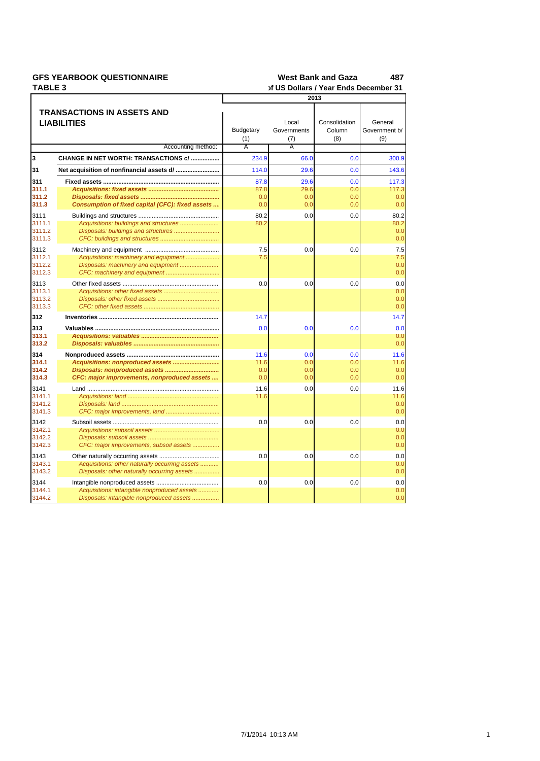**GFS YEARBOOK QUESTIONNAIRE** | **West Bank and Gaza** | **487**

**TABLE 3** | **of US Dollars / Year Ends December 31**

| TRANSACTIONS IN ASSETS AND LIABILITIES | | 2013 | | | |
|---|---|---|---|---|---|
| | | Budgetary (1) | Local Governments (7) | Consolidation Column (8) | General Government b/ (9) |
| | Accounting method: | A | A | | |
| **3** | **CHANGE IN NET WORTH: TRANSACTIONS c/** | 234.9 | 66.0 | 0.0 | 300.9 |
| **31** | **Net acquisition of nonfinancial assets d/** | 114.0 | 29.6 | 0.0 | 143.6 |
| **311** | **Fixed assets** | 87.8 | 29.6 | 0.0 | 117.3 |
| **311.1** | ***Acquisitions: fixed assets*** | 87.8 | 29.6 | 0.0 | 117.3 |
| **311.2** | ***Disposals: fixed assets*** | 0.0 | 0.0 | 0.0 | 0.0 |
| **311.3** | ***Consumption of fixed capital (CFC): fixed assets*** | 0.0 | 0.0 | 0.0 | 0.0 |
| 3111 | Buildings and structures | 80.2 | 0.0 | 0.0 | 80.2 |
| 3111.1 | *Acquisitions: buildings and structures* | 80.2 | | | 80.2 |
| 3111.2 | *Disposals: buildings and structures* | | | | 0.0 |
| 3111.3 | *CFC: buildings and structures* | | | | 0.0 |
| 3112 | Machinery and equipment | 7.5 | 0.0 | 0.0 | 7.5 |
| 3112.1 | *Acquisitions: machinery and equipment* | 7.5 | | | 7.5 |
| 3112.2 | *Disposals: machinery and equipment* | | | | 0.0 |
| 3112.3 | *CFC: machinery and equipment* | | | | 0.0 |
| 3113 | Other fixed assets | 0.0 | 0.0 | 0.0 | 0.0 |
| 3113.1 | *Acquisitions: other fixed assets* | | | | 0.0 |
| 3113.2 | *Disposals: other fixed assets* | | | | 0.0 |
| 3113.3 | *CFC: other fixed assets* | | | | 0.0 |
| **312** | **Inventories** | 14.7 | | | 14.7 |
| **313** | **Valuables** | 0.0 | 0.0 | 0.0 | 0.0 |
| **313.1** | ***Acquisitions: valuables*** | | | | 0.0 |
| **313.2** | ***Disposals: valuables*** | | | | 0.0 |
| **314** | **Nonproduced assets** | 11.6 | 0.0 | 0.0 | 11.6 |
| **314.1** | ***Acquisitions: nonproduced assets*** | 11.6 | 0.0 | 0.0 | 11.6 |
| **314.2** | ***Disposals: nonproduced assets*** | 0.0 | 0.0 | 0.0 | 0.0 |
| **314.3** | ***CFC: major improvements, nonproduced assets*** | 0.0 | 0.0 | 0.0 | 0.0 |
| 3141 | Land | 11.6 | 0.0 | 0.0 | 11.6 |
| 3141.1 | *Acquisitions: land* | 11.6 | | | 11.6 |
| 3141.2 | *Disposals: land* | | | | 0.0 |
| 3141.3 | *CFC: major improvements, land* | | | | 0.0 |
| 3142 | Subsoil assets | 0.0 | 0.0 | 0.0 | 0.0 |
| 3142.1 | *Acquisitions: subsoil assets* | | | | 0.0 |
| 3142.2 | *Disposals: subsoil assets* | | | | 0.0 |
| 3142.3 | *CFC: major improvements, subsoil assets* | | | | 0.0 |
| 3143 | Other naturally occurring assets | 0.0 | 0.0 | 0.0 | 0.0 |
| 3143.1 | *Acquisitions: other naturally occurring assets* | | | | 0.0 |
| 3143.2 | *Disposals: other naturally occurring assets* | | | | 0.0 |
| 3144 | Intangible nonproduced assets | 0.0 | 0.0 | 0.0 | 0.0 |
| 3144.1 | *Acquisitions: intangible nonproduced assets* | | | | 0.0 |
| 3144.2 | *Disposals: intangible nonproduced assets* | | | | 0.0 |

7/1/2014 10:13 AM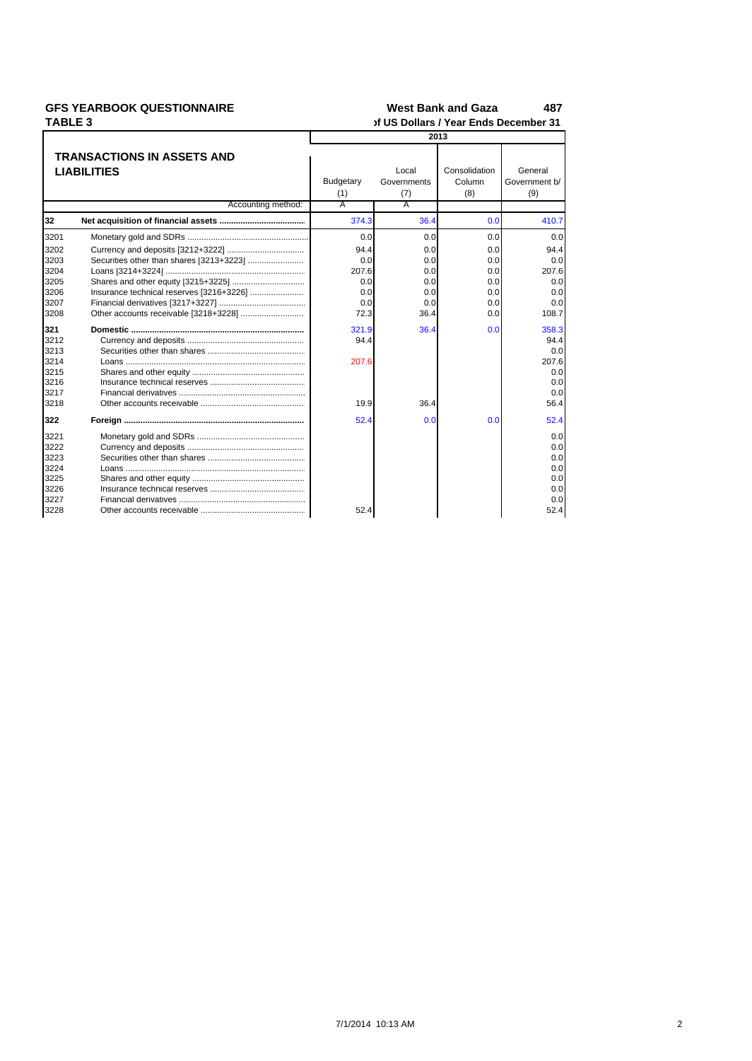**GFS YEARBOOK QUESTIONNAIRE** — **West Bank and Gaza** — **487**

**TABLE 3** — **of US Dollars / Year Ends December 31**

| | TRANSACTIONS IN ASSETS AND LIABILITIES | 2013 | | | |
|---|---|---|---|---|---|
| | | Budgetary (1) | Local Governments (7) | Consolidation Column (8) | General Government b/ (9) |
| | Accounting method: | A | A | | |
| **32** | **Net acquisition of financial assets** | 374.3 | 36.4 | 0.0 | 410.7 |
| 3201 | Monetary gold and SDRs | 0.0 | 0.0 | 0.0 | 0.0 |
| 3202 | Currency and deposits [3212+3222] | 94.4 | 0.0 | 0.0 | 94.4 |
| 3203 | Securities other than shares [3213+3223] | 0.0 | 0.0 | 0.0 | 0.0 |
| 3204 | Loans [3214+3224] | 207.6 | 0.0 | 0.0 | 207.6 |
| 3205 | Shares and other equity [3215+3225] | 0.0 | 0.0 | 0.0 | 0.0 |
| 3206 | Insurance technical reserves [3216+3226] | 0.0 | 0.0 | 0.0 | 0.0 |
| 3207 | Financial derivatives [3217+3227] | 0.0 | 0.0 | 0.0 | 0.0 |
| 3208 | Other accounts receivable [3218+3228] | 72.3 | 36.4 | 0.0 | 108.7 |
| **321** | **Domestic** | 321.9 | 36.4 | 0.0 | 358.3 |
| 3212 | Currency and deposits | 94.4 | | | 94.4 |
| 3213 | Securities other than shares | | | | 0.0 |
| 3214 | Loans | 207.6 | | | 207.6 |
| 3215 | Shares and other equity | | | | 0.0 |
| 3216 | Insurance technical reserves | | | | 0.0 |
| 3217 | Financial derivatives | | | | 0.0 |
| 3218 | Other accounts receivable | 19.9 | 36.4 | | 56.4 |
| **322** | **Foreign** | 52.4 | 0.0 | 0.0 | 52.4 |
| 3221 | Monetary gold and SDRs | | | | 0.0 |
| 3222 | Currency and deposits | | | | 0.0 |
| 3223 | Securities other than shares | | | | 0.0 |
| 3224 | Loans | | | | 0.0 |
| 3225 | Shares and other equity | | | | 0.0 |
| 3226 | Insurance technical reserves | | | | 0.0 |
| 3227 | Financial derivatives | | | | 0.0 |
| 3228 | Other accounts receivable | 52.4 | | | 52.4 |

7/1/2014 10:13 AM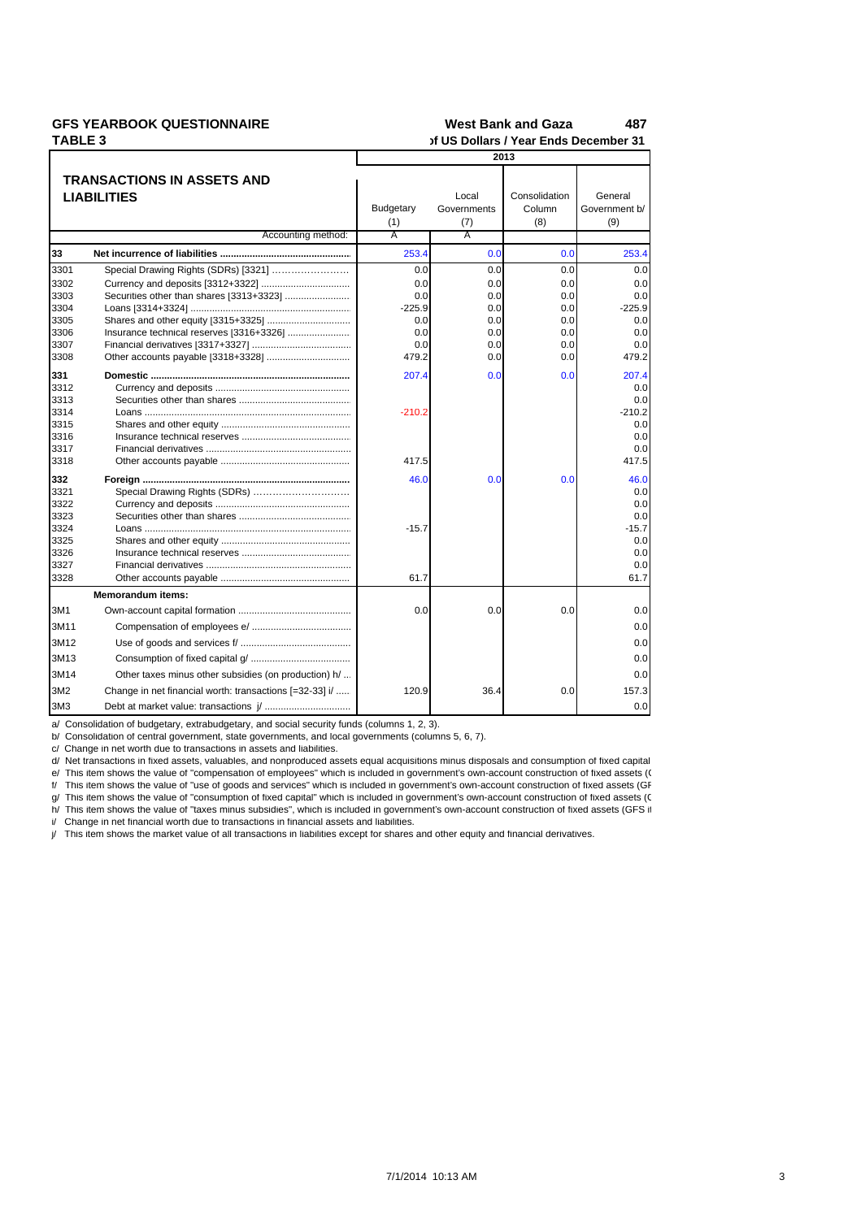**GFS YEARBOOK QUESTIONNAIRE** — **West Bank and Gaza** — **487**

**TABLE 3** — **of US Dollars / Year Ends December 31**

| TRANSACTIONS IN ASSETS AND LIABILITIES | | 2013 | | | |
|---|---|---|---|---|---|
| | | Budgetary (1) | Local Governments (7) | Consolidation Column (8) | General Government b/ (9) |
| | Accounting method: | A | A | | |
| **33** | **Net incurrence of liabilities** | 253.4 | 0.0 | 0.0 | 253.4 |
| 3301 | Special Drawing Rights (SDRs) [3321] | 0.0 | 0.0 | 0.0 | 0.0 |
| 3302 | Currency and deposits [3312+3322] | 0.0 | 0.0 | 0.0 | 0.0 |
| 3303 | Securities other than shares [3313+3323] | 0.0 | 0.0 | 0.0 | 0.0 |
| 3304 | Loans [3314+3324] | -225.9 | 0.0 | 0.0 | -225.9 |
| 3305 | Shares and other equity [3315+3325] | 0.0 | 0.0 | 0.0 | 0.0 |
| 3306 | Insurance technical reserves [3316+3326] | 0.0 | 0.0 | 0.0 | 0.0 |
| 3307 | Financial derivatives [3317+3327] | 0.0 | 0.0 | 0.0 | 0.0 |
| 3308 | Other accounts payable [3318+3328] | 479.2 | 0.0 | 0.0 | 479.2 |
| **331** | **Domestic** | 207.4 | 0.0 | 0.0 | 207.4 |
| 3312 | Currency and deposits | | | | 0.0 |
| 3313 | Securities other than shares | | | | 0.0 |
| 3314 | Loans | -210.2 | | | -210.2 |
| 3315 | Shares and other equity | | | | 0.0 |
| 3316 | Insurance technical reserves | | | | 0.0 |
| 3317 | Financial derivatives | | | | 0.0 |
| 3318 | Other accounts payable | 417.5 | | | 417.5 |
| **332** | **Foreign** | 46.0 | 0.0 | 0.0 | 46.0 |
| 3321 | Special Drawing Rights (SDRs) | | | | 0.0 |
| 3322 | Currency and deposits | | | | 0.0 |
| 3323 | Securities other than shares | | | | 0.0 |
| 3324 | Loans | -15.7 | | | -15.7 |
| 3325 | Shares and other equity | | | | 0.0 |
| 3326 | Insurance technical reserves | | | | 0.0 |
| 3327 | Financial derivatives | | | | 0.0 |
| 3328 | Other accounts payable | 61.7 | | | 61.7 |
| | **Memorandum items:** | | | | |
| 3M1 | Own-account capital formation | 0.0 | 0.0 | 0.0 | 0.0 |
| 3M11 | Compensation of employees e/ | | | | 0.0 |
| 3M12 | Use of goods and services f/ | | | | 0.0 |
| 3M13 | Consumption of fixed capital g/ | | | | 0.0 |
| 3M14 | Other taxes minus other subsidies (on production) h/ | | | | 0.0 |
| 3M2 | Change in net financial worth: transactions [=32-33] i/ | 120.9 | 36.4 | 0.0 | 157.3 |
| 3M3 | Debt at market value: transactions j/ | | | | 0.0 |

a/ Consolidation of budgetary, extrabudgetary, and social security funds (columns 1, 2, 3).

b/ Consolidation of central government, state governments, and local governments (columns 5, 6, 7).

c/ Change in net worth due to transactions in assets and liabilities.

d/ Net transactions in fixed assets, valuables, and nonproduced assets equal acquisitions minus disposals and consumption of fixed capital

e/ This item shows the value of "compensation of employees" which is included in government's own-account construction of fixed assets (

f/ This item shows the value of "use of goods and services" which is included in government's own-account construction of fixed assets (GF

g/ This item shows the value of "consumption of fixed capital" which is included in government's own-account construction of fixed assets (

h/ This item shows the value of "taxes minus subsidies", which is included in government's own-account construction of fixed assets (GFS i

i/ Change in net financial worth due to transactions in financial assets and liabilities.

j/ This item shows the market value of all transactions in liabilities except for shares and other equity and financial derivatives.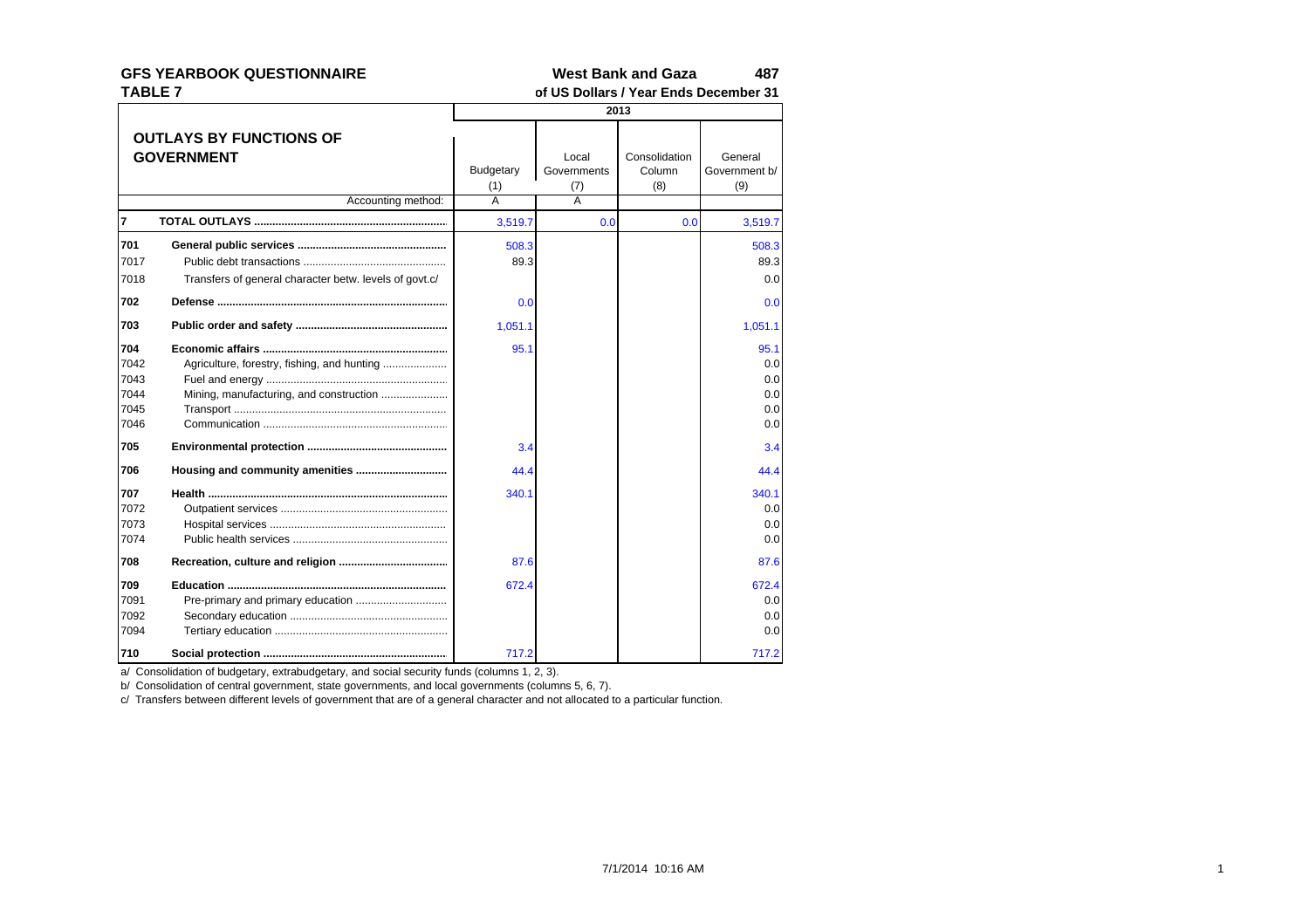# GFS YEARBOOK QUESTIONNAIRE

**West Bank and Gaza 487**

## TABLE 7

**of US Dollars / Year Ends December 31**

| | OUTLAYS BY FUNCTIONS OF GOVERNMENT | 2013 | | | |
|---|---|---|---|---|---|
| | | Budgetary (1) | Local Governments (7) | Consolidation Column (8) | General Government b/ (9) |
| | Accounting method: | A | A | | |
| 7 | **TOTAL OUTLAYS** | 3,519.7 | 0.0 | 0.0 | 3,519.7 |
| 701 | **General public services** | 508.3 | | | 508.3 |
| 7017 | Public debt transactions | 89.3 | | | 89.3 |
| 7018 | Transfers of general character betw. levels of govt.c/ | | | | 0.0 |
| 702 | **Defense** | 0.0 | | | 0.0 |
| 703 | **Public order and safety** | 1,051.1 | | | 1,051.1 |
| 704 | **Economic affairs** | 95.1 | | | 95.1 |
| 7042 | Agriculture, forestry, fishing, and hunting | | | | 0.0 |
| 7043 | Fuel and energy | | | | 0.0 |
| 7044 | Mining, manufacturing, and construction | | | | 0.0 |
| 7045 | Transport | | | | 0.0 |
| 7046 | Communication | | | | 0.0 |
| 705 | **Environmental protection** | 3.4 | | | 3.4 |
| 706 | **Housing and community amenities** | 44.4 | | | 44.4 |
| 707 | **Health** | 340.1 | | | 340.1 |
| 7072 | Outpatient services | | | | 0.0 |
| 7073 | Hospital services | | | | 0.0 |
| 7074 | Public health services | | | | 0.0 |
| 708 | **Recreation, culture and religion** | 87.6 | | | 87.6 |
| 709 | **Education** | 672.4 | | | 672.4 |
| 7091 | Pre-primary and primary education | | | | 0.0 |
| 7092 | Secondary education | | | | 0.0 |
| 7094 | Tertiary education | | | | 0.0 |
| 710 | **Social protection** | 717.2 | | | 717.2 |

a/ Consolidation of budgetary, extrabudgetary, and social security funds (columns 1, 2, 3).

b/ Consolidation of central government, state governments, and local governments (columns 5, 6, 7).

c/ Transfers between different levels of government that are of a general character and not allocated to a particular function.

7/1/2014 10:16 AM